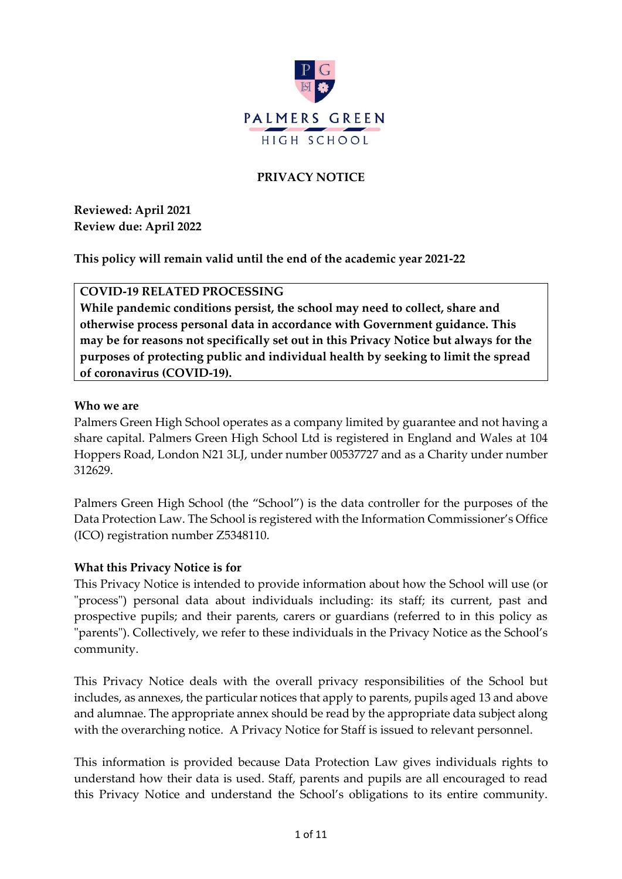# PRIVACY NOTICE

**Reviewed: April 2021**
**Review due: April 2022**

**This policy will remain valid until the end of the academic year 2021-22**

> **COVID-19 RELATED PROCESSING**
> **While pandemic conditions persist, the school may need to collect, share and otherwise process personal data in accordance with Government guidance. This may be for reasons not specifically set out in this Privacy Notice but always for the purposes of protecting public and individual health by seeking to limit the spread of coronavirus (COVID-19).**

## Who we are

Palmers Green High School operates as a company limited by guarantee and not having a share capital. Palmers Green High School Ltd is registered in England and Wales at 104 Hoppers Road, London N21 3LJ, under number 00537727 and as a Charity under number 312629.

Palmers Green High School (the "School") is the data controller for the purposes of the Data Protection Law. The School is registered with the Information Commissioner's Office (ICO) registration number Z5348110.

## What this Privacy Notice is for

This Privacy Notice is intended to provide information about how the School will use (or "process") personal data about individuals including: its staff; its current, past and prospective pupils; and their parents, carers or guardians (referred to in this policy as "parents"). Collectively, we refer to these individuals in the Privacy Notice as the School's community.

This Privacy Notice deals with the overall privacy responsibilities of the School but includes, as annexes, the particular notices that apply to parents, pupils aged 13 and above and alumnae. The appropriate annex should be read by the appropriate data subject along with the overarching notice. A Privacy Notice for Staff is issued to relevant personnel.

This information is provided because Data Protection Law gives individuals rights to understand how their data is used. Staff, parents and pupils are all encouraged to read this Privacy Notice and understand the School's obligations to its entire community.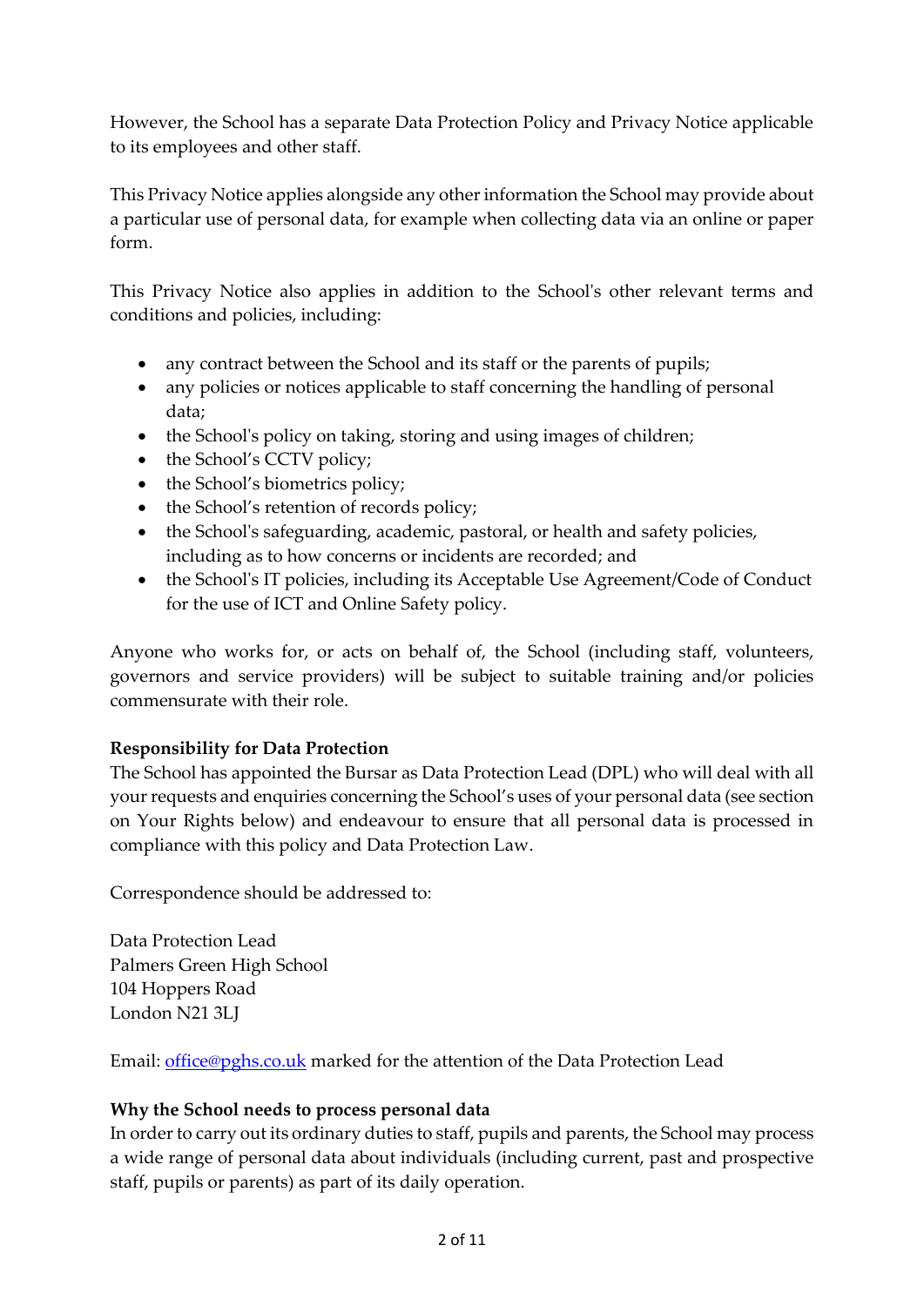However, the School has a separate Data Protection Policy and Privacy Notice applicable to its employees and other staff.

This Privacy Notice applies alongside any other information the School may provide about a particular use of personal data, for example when collecting data via an online or paper form.

This Privacy Notice also applies in addition to the School's other relevant terms and conditions and policies, including:

- any contract between the School and its staff or the parents of pupils;
- any policies or notices applicable to staff concerning the handling of personal data;
- the School's policy on taking, storing and using images of children;
- the School's CCTV policy;
- the School's biometrics policy;
- the School's retention of records policy;
- the School's safeguarding, academic, pastoral, or health and safety policies, including as to how concerns or incidents are recorded; and
- the School's IT policies, including its Acceptable Use Agreement/Code of Conduct for the use of ICT and Online Safety policy.

Anyone who works for, or acts on behalf of, the School (including staff, volunteers, governors and service providers) will be subject to suitable training and/or policies commensurate with their role.

**Responsibility for Data Protection**

The School has appointed the Bursar as Data Protection Lead (DPL) who will deal with all your requests and enquiries concerning the School's uses of your personal data (see section on Your Rights below) and endeavour to ensure that all personal data is processed in compliance with this policy and Data Protection Law.

Correspondence should be addressed to:

Data Protection Lead
Palmers Green High School
104 Hoppers Road
London N21 3LJ

Email: office@pghs.co.uk marked for the attention of the Data Protection Lead

**Why the School needs to process personal data**

In order to carry out its ordinary duties to staff, pupils and parents, the School may process a wide range of personal data about individuals (including current, past and prospective staff, pupils or parents) as part of its daily operation.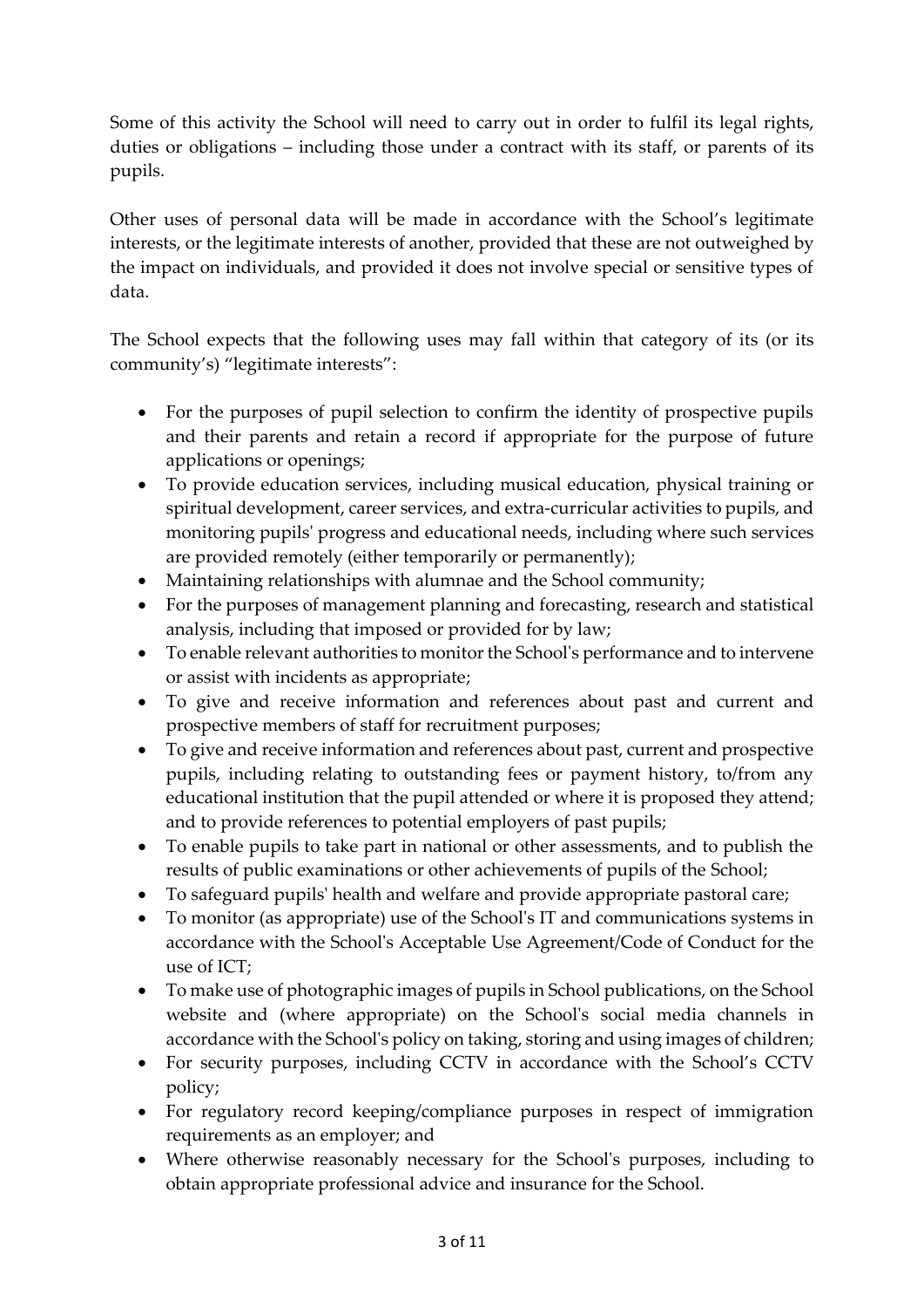Some of this activity the School will need to carry out in order to fulfil its legal rights, duties or obligations – including those under a contract with its staff, or parents of its pupils.

Other uses of personal data will be made in accordance with the School's legitimate interests, or the legitimate interests of another, provided that these are not outweighed by the impact on individuals, and provided it does not involve special or sensitive types of data.

The School expects that the following uses may fall within that category of its (or its community's) "legitimate interests":

- For the purposes of pupil selection to confirm the identity of prospective pupils and their parents and retain a record if appropriate for the purpose of future applications or openings;
- To provide education services, including musical education, physical training or spiritual development, career services, and extra-curricular activities to pupils, and monitoring pupils' progress and educational needs, including where such services are provided remotely (either temporarily or permanently);
- Maintaining relationships with alumnae and the School community;
- For the purposes of management planning and forecasting, research and statistical analysis, including that imposed or provided for by law;
- To enable relevant authorities to monitor the School's performance and to intervene or assist with incidents as appropriate;
- To give and receive information and references about past and current and prospective members of staff for recruitment purposes;
- To give and receive information and references about past, current and prospective pupils, including relating to outstanding fees or payment history, to/from any educational institution that the pupil attended or where it is proposed they attend; and to provide references to potential employers of past pupils;
- To enable pupils to take part in national or other assessments, and to publish the results of public examinations or other achievements of pupils of the School;
- To safeguard pupils' health and welfare and provide appropriate pastoral care;
- To monitor (as appropriate) use of the School's IT and communications systems in accordance with the School's Acceptable Use Agreement/Code of Conduct for the use of ICT;
- To make use of photographic images of pupils in School publications, on the School website and (where appropriate) on the School's social media channels in accordance with the School's policy on taking, storing and using images of children;
- For security purposes, including CCTV in accordance with the School's CCTV policy;
- For regulatory record keeping/compliance purposes in respect of immigration requirements as an employer; and
- Where otherwise reasonably necessary for the School's purposes, including to obtain appropriate professional advice and insurance for the School.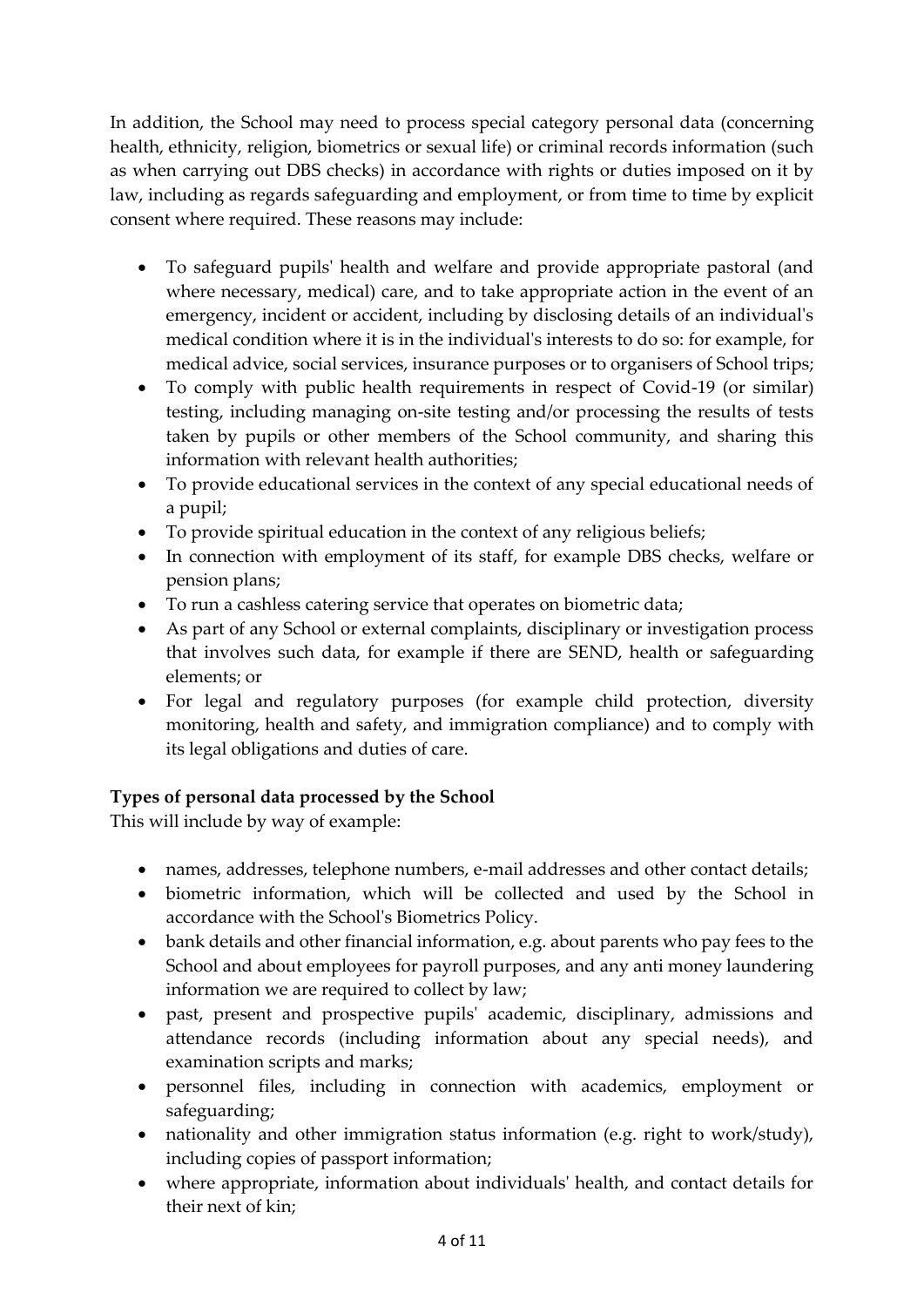In addition, the School may need to process special category personal data (concerning health, ethnicity, religion, biometrics or sexual life) or criminal records information (such as when carrying out DBS checks) in accordance with rights or duties imposed on it by law, including as regards safeguarding and employment, or from time to time by explicit consent where required. These reasons may include:

- To safeguard pupils' health and welfare and provide appropriate pastoral (and where necessary, medical) care, and to take appropriate action in the event of an emergency, incident or accident, including by disclosing details of an individual's medical condition where it is in the individual's interests to do so: for example, for medical advice, social services, insurance purposes or to organisers of School trips;
- To comply with public health requirements in respect of Covid-19 (or similar) testing, including managing on-site testing and/or processing the results of tests taken by pupils or other members of the School community, and sharing this information with relevant health authorities;
- To provide educational services in the context of any special educational needs of a pupil;
- To provide spiritual education in the context of any religious beliefs;
- In connection with employment of its staff, for example DBS checks, welfare or pension plans;
- To run a cashless catering service that operates on biometric data;
- As part of any School or external complaints, disciplinary or investigation process that involves such data, for example if there are SEND, health or safeguarding elements; or
- For legal and regulatory purposes (for example child protection, diversity monitoring, health and safety, and immigration compliance) and to comply with its legal obligations and duties of care.

**Types of personal data processed by the School**

This will include by way of example:

- names, addresses, telephone numbers, e-mail addresses and other contact details;
- biometric information, which will be collected and used by the School in accordance with the School's Biometrics Policy.
- bank details and other financial information, e.g. about parents who pay fees to the School and about employees for payroll purposes, and any anti money laundering information we are required to collect by law;
- past, present and prospective pupils' academic, disciplinary, admissions and attendance records (including information about any special needs), and examination scripts and marks;
- personnel files, including in connection with academics, employment or safeguarding;
- nationality and other immigration status information (e.g. right to work/study), including copies of passport information;
- where appropriate, information about individuals' health, and contact details for their next of kin;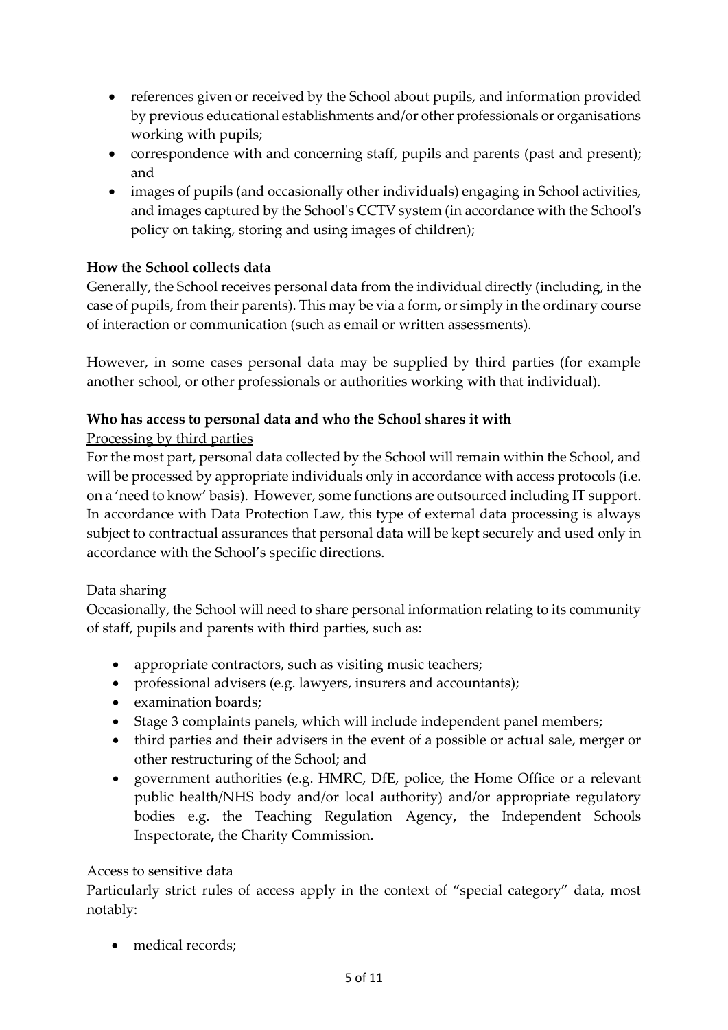- references given or received by the School about pupils, and information provided by previous educational establishments and/or other professionals or organisations working with pupils;
- correspondence with and concerning staff, pupils and parents (past and present); and
- images of pupils (and occasionally other individuals) engaging in School activities, and images captured by the School's CCTV system (in accordance with the School's policy on taking, storing and using images of children);

**How the School collects data**

Generally, the School receives personal data from the individual directly (including, in the case of pupils, from their parents). This may be via a form, or simply in the ordinary course of interaction or communication (such as email or written assessments).

However, in some cases personal data may be supplied by third parties (for example another school, or other professionals or authorities working with that individual).

**Who has access to personal data and who the School shares it with**

<u>Processing by third parties</u>

For the most part, personal data collected by the School will remain within the School, and will be processed by appropriate individuals only in accordance with access protocols (i.e. on a 'need to know' basis). However, some functions are outsourced including IT support. In accordance with Data Protection Law, this type of external data processing is always subject to contractual assurances that personal data will be kept securely and used only in accordance with the School's specific directions.

<u>Data sharing</u>

Occasionally, the School will need to share personal information relating to its community of staff, pupils and parents with third parties, such as:

- appropriate contractors, such as visiting music teachers;
- professional advisers (e.g. lawyers, insurers and accountants);
- examination boards;
- Stage 3 complaints panels, which will include independent panel members;
- third parties and their advisers in the event of a possible or actual sale, merger or other restructuring of the School; and
- government authorities (e.g. HMRC, DfE, police, the Home Office or a relevant public health/NHS body and/or local authority) and/or appropriate regulatory bodies e.g. the Teaching Regulation Agency**,** the Independent Schools Inspectorate**,** the Charity Commission.

<u>Access to sensitive data</u>

Particularly strict rules of access apply in the context of "special category" data, most notably:

- medical records;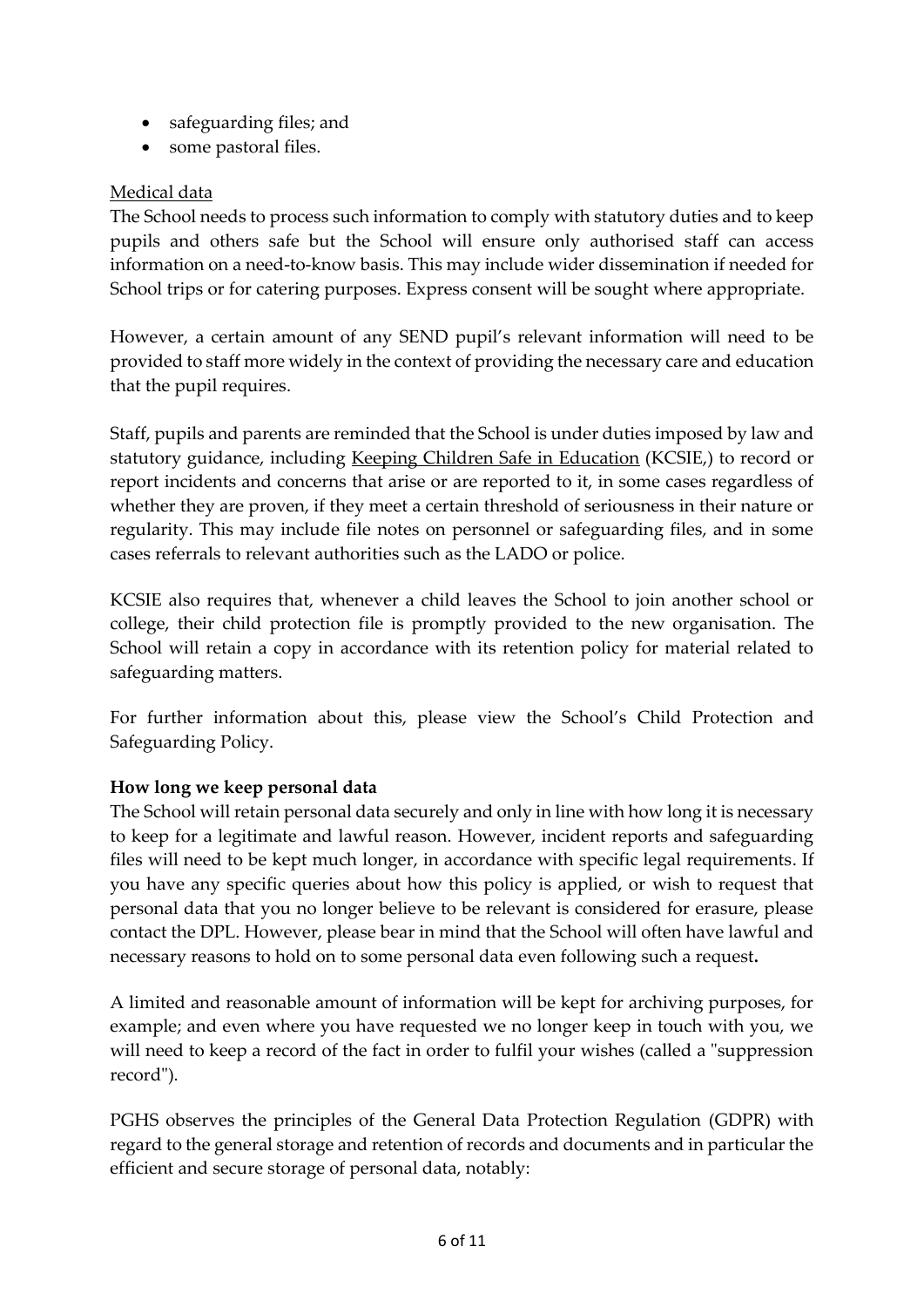- safeguarding files; and
- some pastoral files.

Medical data

The School needs to process such information to comply with statutory duties and to keep pupils and others safe but the School will ensure only authorised staff can access information on a need-to-know basis. This may include wider dissemination if needed for School trips or for catering purposes. Express consent will be sought where appropriate.

However, a certain amount of any SEND pupil's relevant information will need to be provided to staff more widely in the context of providing the necessary care and education that the pupil requires.

Staff, pupils and parents are reminded that the School is under duties imposed by law and statutory guidance, including Keeping Children Safe in Education (KCSIE,) to record or report incidents and concerns that arise or are reported to it, in some cases regardless of whether they are proven, if they meet a certain threshold of seriousness in their nature or regularity. This may include file notes on personnel or safeguarding files, and in some cases referrals to relevant authorities such as the LADO or police.

KCSIE also requires that, whenever a child leaves the School to join another school or college, their child protection file is promptly provided to the new organisation. The School will retain a copy in accordance with its retention policy for material related to safeguarding matters.

For further information about this, please view the School's Child Protection and Safeguarding Policy.

**How long we keep personal data**

The School will retain personal data securely and only in line with how long it is necessary to keep for a legitimate and lawful reason. However, incident reports and safeguarding files will need to be kept much longer, in accordance with specific legal requirements. If you have any specific queries about how this policy is applied, or wish to request that personal data that you no longer believe to be relevant is considered for erasure, please contact the DPL. However, please bear in mind that the School will often have lawful and necessary reasons to hold on to some personal data even following such a request**.**

A limited and reasonable amount of information will be kept for archiving purposes, for example; and even where you have requested we no longer keep in touch with you, we will need to keep a record of the fact in order to fulfil your wishes (called a "suppression record").

PGHS observes the principles of the General Data Protection Regulation (GDPR) with regard to the general storage and retention of records and documents and in particular the efficient and secure storage of personal data, notably: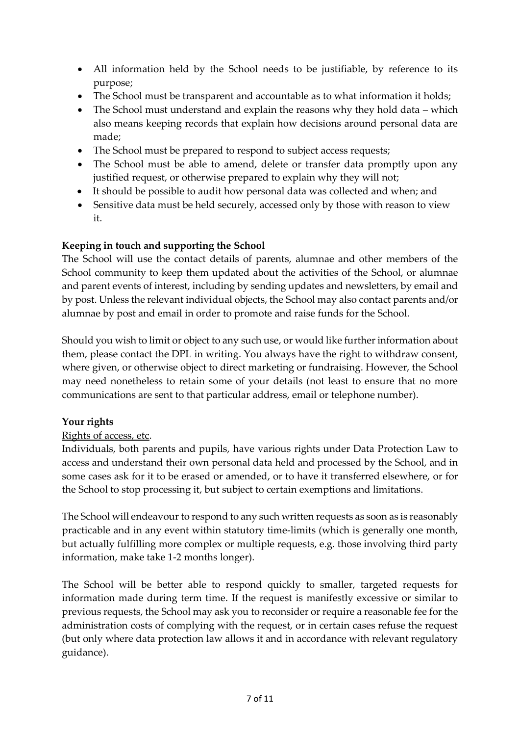- All information held by the School needs to be justifiable, by reference to its purpose;
- The School must be transparent and accountable as to what information it holds;
- The School must understand and explain the reasons why they hold data – which also means keeping records that explain how decisions around personal data are made;
- The School must be prepared to respond to subject access requests;
- The School must be able to amend, delete or transfer data promptly upon any justified request, or otherwise prepared to explain why they will not;
- It should be possible to audit how personal data was collected and when; and
- Sensitive data must be held securely, accessed only by those with reason to view it.

**Keeping in touch and supporting the School**

The School will use the contact details of parents, alumnae and other members of the School community to keep them updated about the activities of the School, or alumnae and parent events of interest, including by sending updates and newsletters, by email and by post. Unless the relevant individual objects, the School may also contact parents and/or alumnae by post and email in order to promote and raise funds for the School.

Should you wish to limit or object to any such use, or would like further information about them, please contact the DPL in writing. You always have the right to withdraw consent, where given, or otherwise object to direct marketing or fundraising. However, the School may need nonetheless to retain some of your details (not least to ensure that no more communications are sent to that particular address, email or telephone number).

**Your rights**

Rights of access, etc.

Individuals, both parents and pupils, have various rights under Data Protection Law to access and understand their own personal data held and processed by the School, and in some cases ask for it to be erased or amended, or to have it transferred elsewhere, or for the School to stop processing it, but subject to certain exemptions and limitations.

The School will endeavour to respond to any such written requests as soon as is reasonably practicable and in any event within statutory time-limits (which is generally one month, but actually fulfilling more complex or multiple requests, e.g. those involving third party information, make take 1-2 months longer).

The School will be better able to respond quickly to smaller, targeted requests for information made during term time. If the request is manifestly excessive or similar to previous requests, the School may ask you to reconsider or require a reasonable fee for the administration costs of complying with the request, or in certain cases refuse the request (but only where data protection law allows it and in accordance with relevant regulatory guidance).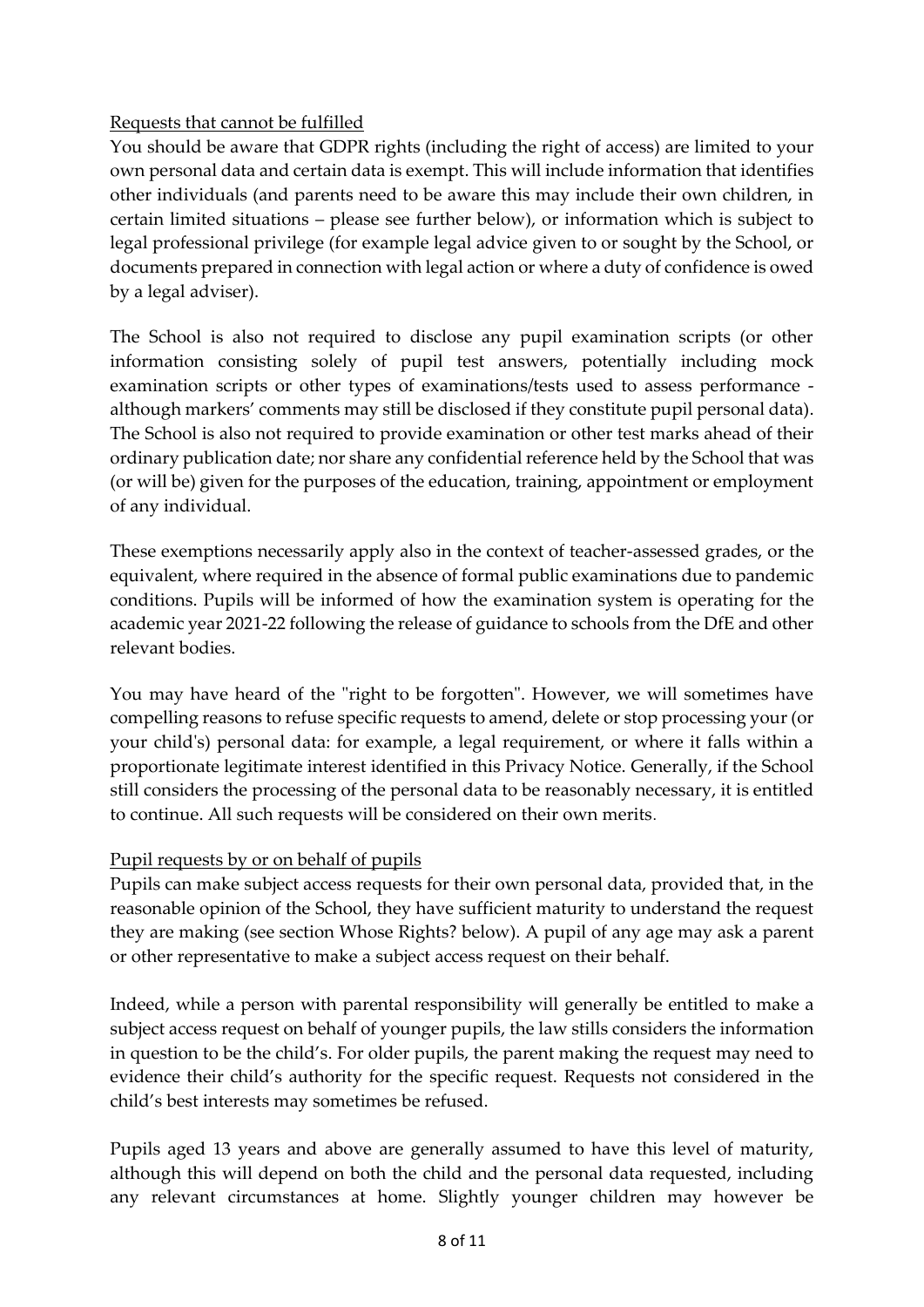Requests that cannot be fulfilled

You should be aware that GDPR rights (including the right of access) are limited to your own personal data and certain data is exempt. This will include information that identifies other individuals (and parents need to be aware this may include their own children, in certain limited situations – please see further below), or information which is subject to legal professional privilege (for example legal advice given to or sought by the School, or documents prepared in connection with legal action or where a duty of confidence is owed by a legal adviser).

The School is also not required to disclose any pupil examination scripts (or other information consisting solely of pupil test answers, potentially including mock examination scripts or other types of examinations/tests used to assess performance - although markers' comments may still be disclosed if they constitute pupil personal data). The School is also not required to provide examination or other test marks ahead of their ordinary publication date; nor share any confidential reference held by the School that was (or will be) given for the purposes of the education, training, appointment or employment of any individual.

These exemptions necessarily apply also in the context of teacher-assessed grades, or the equivalent, where required in the absence of formal public examinations due to pandemic conditions. Pupils will be informed of how the examination system is operating for the academic year 2021-22 following the release of guidance to schools from the DfE and other relevant bodies.

You may have heard of the "right to be forgotten". However, we will sometimes have compelling reasons to refuse specific requests to amend, delete or stop processing your (or your child's) personal data: for example, a legal requirement, or where it falls within a proportionate legitimate interest identified in this Privacy Notice. Generally, if the School still considers the processing of the personal data to be reasonably necessary, it is entitled to continue. All such requests will be considered on their own merits.

Pupil requests by or on behalf of pupils

Pupils can make subject access requests for their own personal data, provided that, in the reasonable opinion of the School, they have sufficient maturity to understand the request they are making (see section Whose Rights? below). A pupil of any age may ask a parent or other representative to make a subject access request on their behalf.

Indeed, while a person with parental responsibility will generally be entitled to make a subject access request on behalf of younger pupils, the law stills considers the information in question to be the child's. For older pupils, the parent making the request may need to evidence their child's authority for the specific request. Requests not considered in the child's best interests may sometimes be refused.

Pupils aged 13 years and above are generally assumed to have this level of maturity, although this will depend on both the child and the personal data requested, including any relevant circumstances at home. Slightly younger children may however be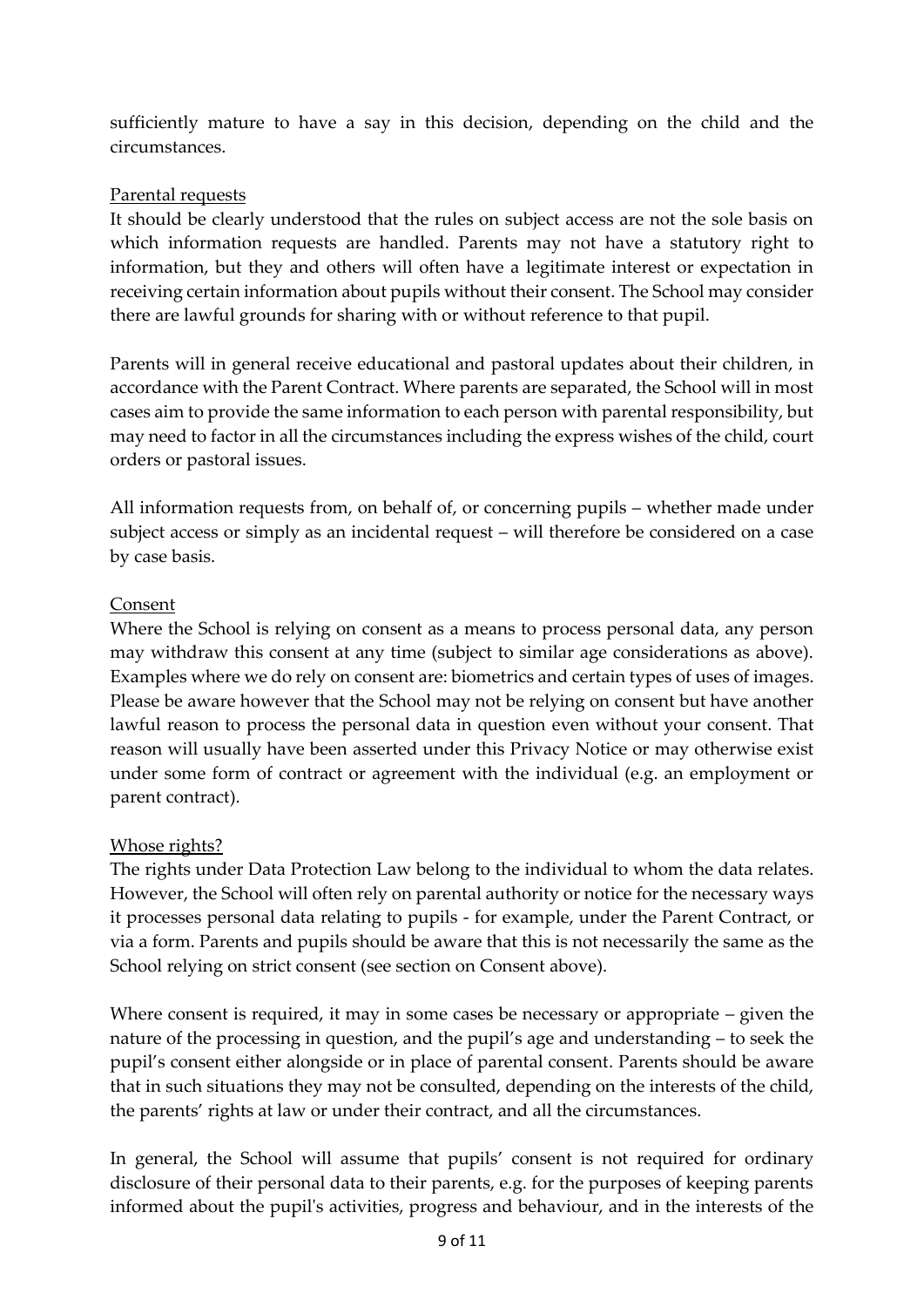sufficiently mature to have a say in this decision, depending on the child and the circumstances.

<u>Parental requests</u>

It should be clearly understood that the rules on subject access are not the sole basis on which information requests are handled. Parents may not have a statutory right to information, but they and others will often have a legitimate interest or expectation in receiving certain information about pupils without their consent. The School may consider there are lawful grounds for sharing with or without reference to that pupil.

Parents will in general receive educational and pastoral updates about their children, in accordance with the Parent Contract. Where parents are separated, the School will in most cases aim to provide the same information to each person with parental responsibility, but may need to factor in all the circumstances including the express wishes of the child, court orders or pastoral issues.

All information requests from, on behalf of, or concerning pupils – whether made under subject access or simply as an incidental request – will therefore be considered on a case by case basis.

<u>Consent</u>

Where the School is relying on consent as a means to process personal data, any person may withdraw this consent at any time (subject to similar age considerations as above). Examples where we do rely on consent are: biometrics and certain types of uses of images. Please be aware however that the School may not be relying on consent but have another lawful reason to process the personal data in question even without your consent. That reason will usually have been asserted under this Privacy Notice or may otherwise exist under some form of contract or agreement with the individual (e.g. an employment or parent contract).

<u>Whose rights?</u>

The rights under Data Protection Law belong to the individual to whom the data relates. However, the School will often rely on parental authority or notice for the necessary ways it processes personal data relating to pupils - for example, under the Parent Contract, or via a form. Parents and pupils should be aware that this is not necessarily the same as the School relying on strict consent (see section on Consent above).

Where consent is required, it may in some cases be necessary or appropriate – given the nature of the processing in question, and the pupil's age and understanding – to seek the pupil's consent either alongside or in place of parental consent. Parents should be aware that in such situations they may not be consulted, depending on the interests of the child, the parents' rights at law or under their contract, and all the circumstances.

In general, the School will assume that pupils' consent is not required for ordinary disclosure of their personal data to their parents, e.g. for the purposes of keeping parents informed about the pupil's activities, progress and behaviour, and in the interests of the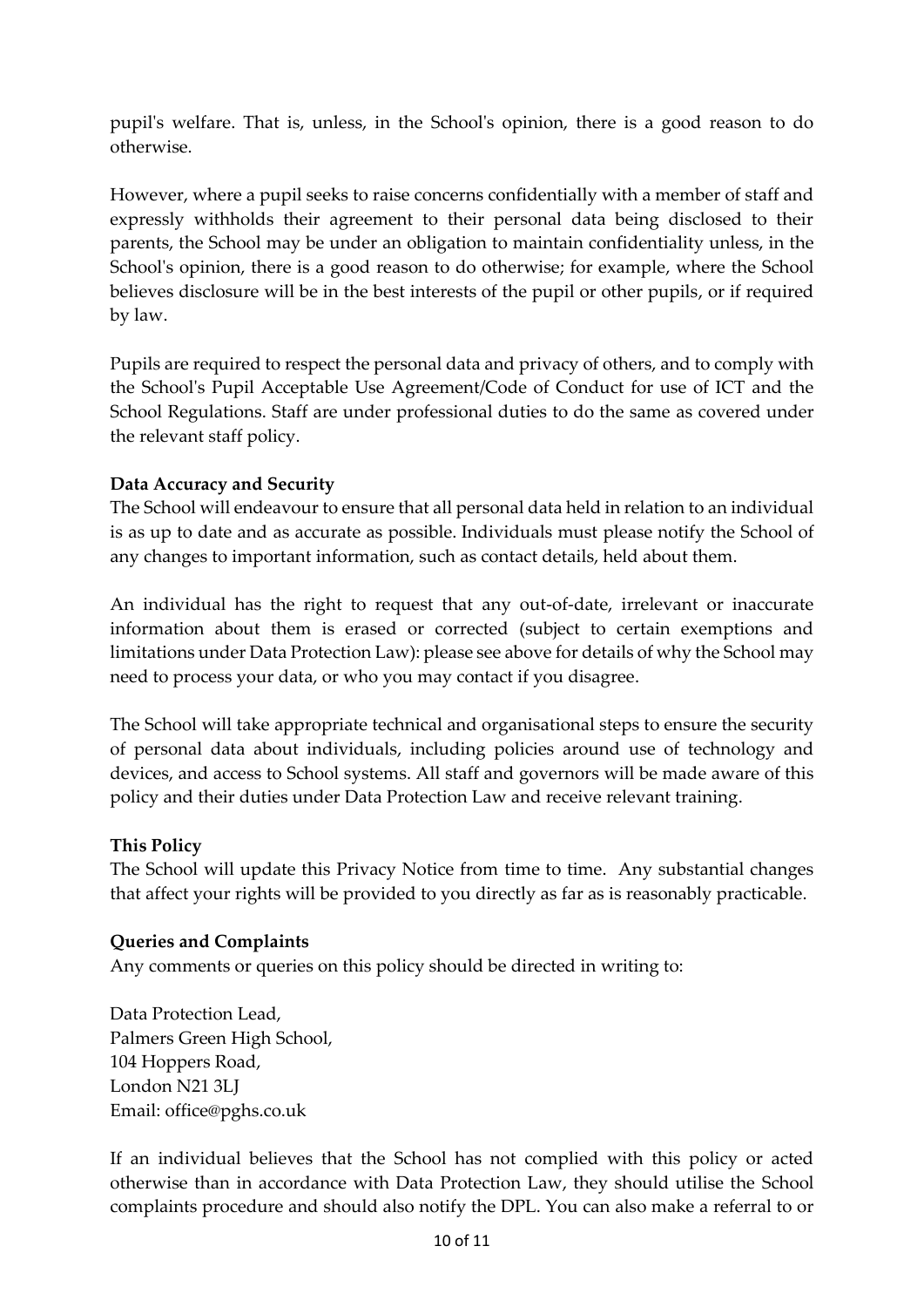pupil's welfare. That is, unless, in the School's opinion, there is a good reason to do otherwise.

However, where a pupil seeks to raise concerns confidentially with a member of staff and expressly withholds their agreement to their personal data being disclosed to their parents, the School may be under an obligation to maintain confidentiality unless, in the School's opinion, there is a good reason to do otherwise; for example, where the School believes disclosure will be in the best interests of the pupil or other pupils, or if required by law.

Pupils are required to respect the personal data and privacy of others, and to comply with the School's Pupil Acceptable Use Agreement/Code of Conduct for use of ICT and the School Regulations. Staff are under professional duties to do the same as covered under the relevant staff policy.

**Data Accuracy and Security**

The School will endeavour to ensure that all personal data held in relation to an individual is as up to date and as accurate as possible. Individuals must please notify the School of any changes to important information, such as contact details, held about them.

An individual has the right to request that any out-of-date, irrelevant or inaccurate information about them is erased or corrected (subject to certain exemptions and limitations under Data Protection Law): please see above for details of why the School may need to process your data, or who you may contact if you disagree.

The School will take appropriate technical and organisational steps to ensure the security of personal data about individuals, including policies around use of technology and devices, and access to School systems. All staff and governors will be made aware of this policy and their duties under Data Protection Law and receive relevant training.

**This Policy**

The School will update this Privacy Notice from time to time. Any substantial changes that affect your rights will be provided to you directly as far as is reasonably practicable.

**Queries and Complaints**

Any comments or queries on this policy should be directed in writing to:

Data Protection Lead,
Palmers Green High School,
104 Hoppers Road,
London N21 3LJ
Email: office@pghs.co.uk

If an individual believes that the School has not complied with this policy or acted otherwise than in accordance with Data Protection Law, they should utilise the School complaints procedure and should also notify the DPL. You can also make a referral to or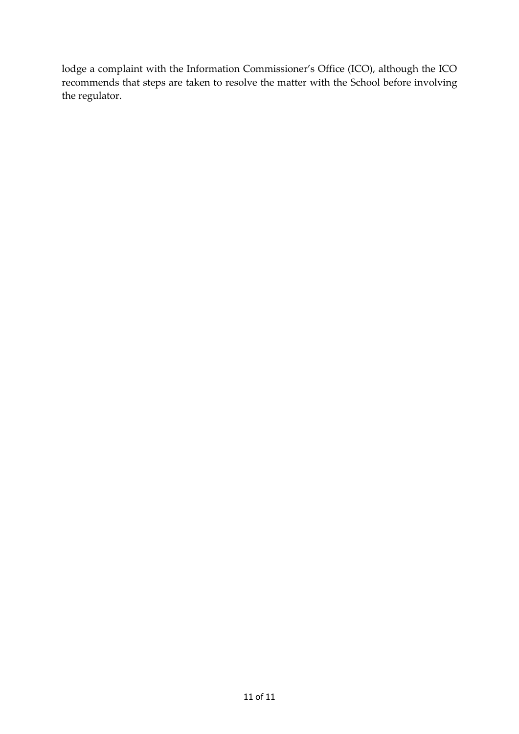lodge a complaint with the Information Commissioner's Office (ICO), although the ICO recommends that steps are taken to resolve the matter with the School before involving the regulator.